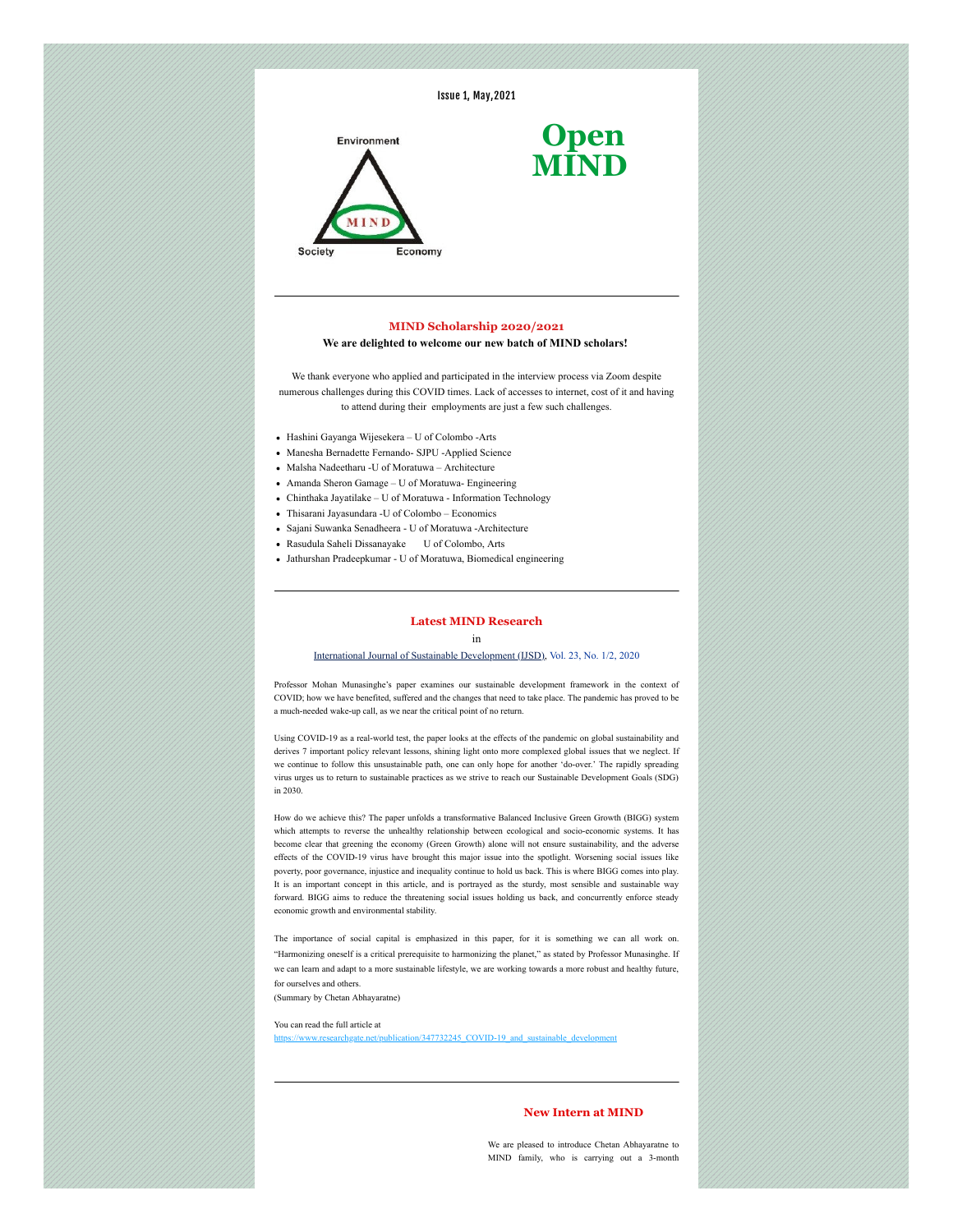Issue 1, May,2021

Environment

MIND

Society Economy

# Open MIND

---

## MIND Scholarship 2020/2021

**We are delighted to welcome our new batch of MIND scholars!**

We thank everyone who applied and participated in the interview process via Zoom despite numerous challenges during this COVID times. Lack of accesses to internet, cost of it and having to attend during their employments are just a few such challenges.

- Hashini Gayanga Wijesekera – U of Colombo -Arts
- Manesha Bernadette Fernando- SJPU -Applied Science
- Malsha Nadeetharu -U of Moratuwa – Architecture
- Amanda Sheron Gamage – U of Moratuwa- Engineering
- Chinthaka Jayatilake – U of Moratuwa - Information Technology
- Thisarani Jayasundara -U of Colombo – Economics
- Sajani Suwanka Senadheera - U of Moratuwa -Architecture
- Rasudula Saheli Dissanayake U of Colombo, Arts
- Jathurshan Pradeepkumar - U of Moratuwa, Biomedical engineering

---

## Latest MIND Research

in

International Journal of Sustainable Development (IJSD), Vol. 23, No. 1/2, 2020

Professor Mohan Munasinghe's paper examines our sustainable development framework in the context of COVID; how we have benefited, suffered and the changes that need to take place. The pandemic has proved to be a much-needed wake-up call, as we near the critical point of no return.

Using COVID-19 as a real-world test, the paper looks at the effects of the pandemic on global sustainability and derives 7 important policy relevant lessons, shining light onto more complexed global issues that we neglect. If we continue to follow this unsustainable path, one can only hope for another 'do-over.' The rapidly spreading virus urges us to return to sustainable practices as we strive to reach our Sustainable Development Goals (SDG) in 2030.

How do we achieve this? The paper unfolds a transformative Balanced Inclusive Green Growth (BIGG) system which attempts to reverse the unhealthy relationship between ecological and socio-economic systems. It has become clear that greening the economy (Green Growth) alone will not ensure sustainability, and the adverse effects of the COVID-19 virus have brought this major issue into the spotlight. Worsening social issues like poverty, poor governance, injustice and inequality continue to hold us back. This is where BIGG comes into play. It is an important concept in this article, and is portrayed as the sturdy, most sensible and sustainable way forward. BIGG aims to reduce the threatening social issues holding us back, and concurrently enforce steady economic growth and environmental stability.

The importance of social capital is emphasized in this paper, for it is something we can all work on. "Harmonizing oneself is a critical prerequisite to harmonizing the planet," as stated by Professor Munasinghe. If we can learn and adapt to a more sustainable lifestyle, we are working towards a more robust and healthy future, for ourselves and others.

(Summary by Chetan Abhayaratne)

You can read the full article at
https://www.researchgate.net/publication/347732245_COVID-19_and_sustainable_development

---

## New Intern at MIND

We are pleased to introduce Chetan Abhayaratne to MIND family, who is carrying out a 3-month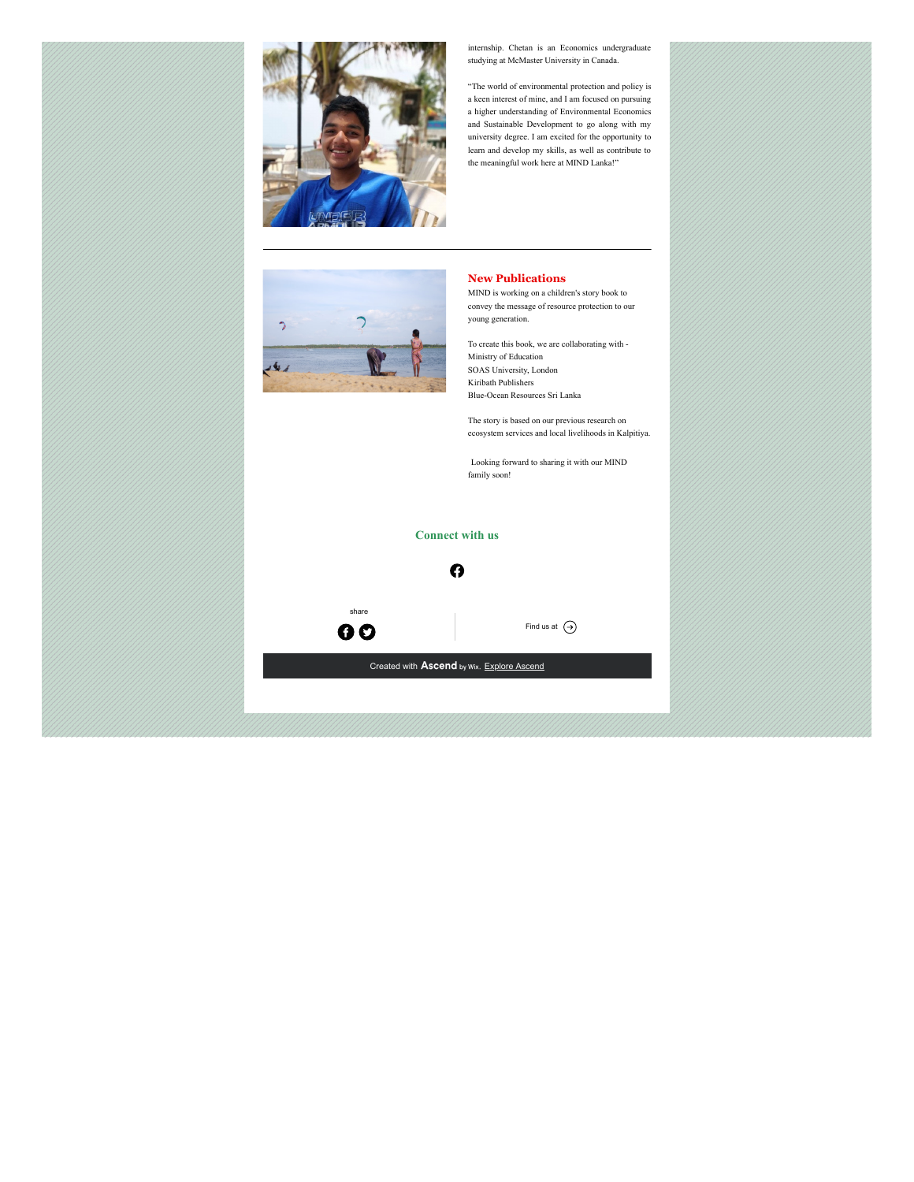internship. Chetan is an Economics undergraduate studying at McMaster University in Canada.

"The world of environmental protection and policy is a keen interest of mine, and I am focused on pursuing a higher understanding of Environmental Economics and Sustainable Development to go along with my university degree. I am excited for the opportunity to learn and develop my skills, as well as contribute to the meaningful work here at MIND Lanka!"

---

## New Publications

MIND is working on a children's story book to convey the message of resource protection to our young generation.

To create this book, we are collaborating with -
Ministry of Education
SOAS University, London
Kiribath Publishers
Blue-Ocean Resources Sri Lanka

The story is based on our previous research on ecosystem services and local livelihoods in Kalpitiya.

Looking forward to sharing it with our MIND family soon!

### Connect with us

share

Find us at

Created with **Ascend** by Wix. Explore Ascend